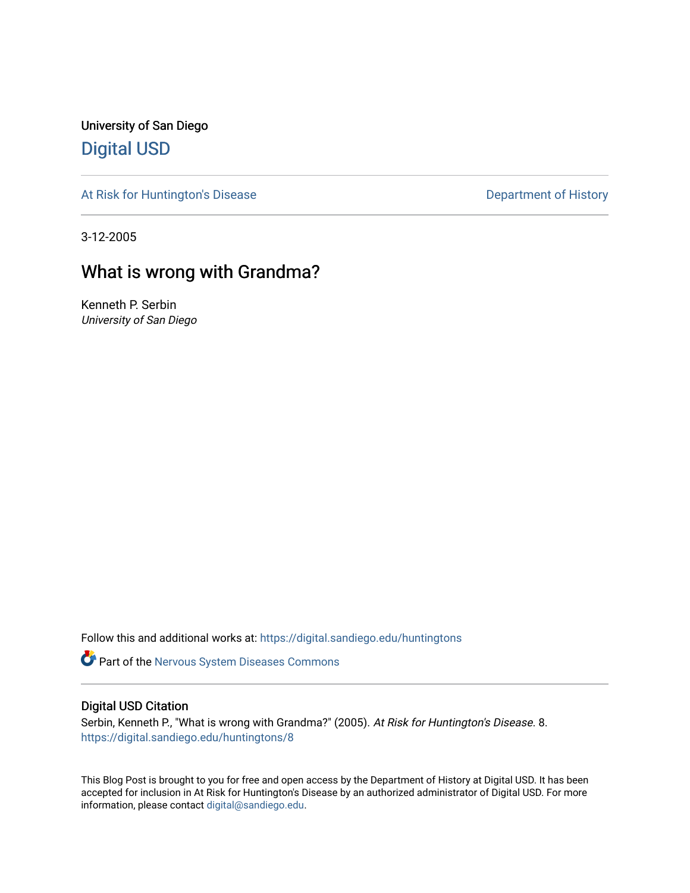University of San Diego

## Digital USD

At Risk for Huntington's Disease | Department of History

3-12-2005

# What is wrong with Grandma?

Kenneth P. Serbin
*University of San Diego*

Follow this and additional works at: https://digital.sandiego.edu/huntingtons

Part of the Nervous System Diseases Commons

### Digital USD Citation

Serbin, Kenneth P., "What is wrong with Grandma?" (2005). *At Risk for Huntington's Disease*. 8.
https://digital.sandiego.edu/huntingtons/8

This Blog Post is brought to you for free and open access by the Department of History at Digital USD. It has been accepted for inclusion in At Risk for Huntington's Disease by an authorized administrator of Digital USD. For more information, please contact digital@sandiego.edu.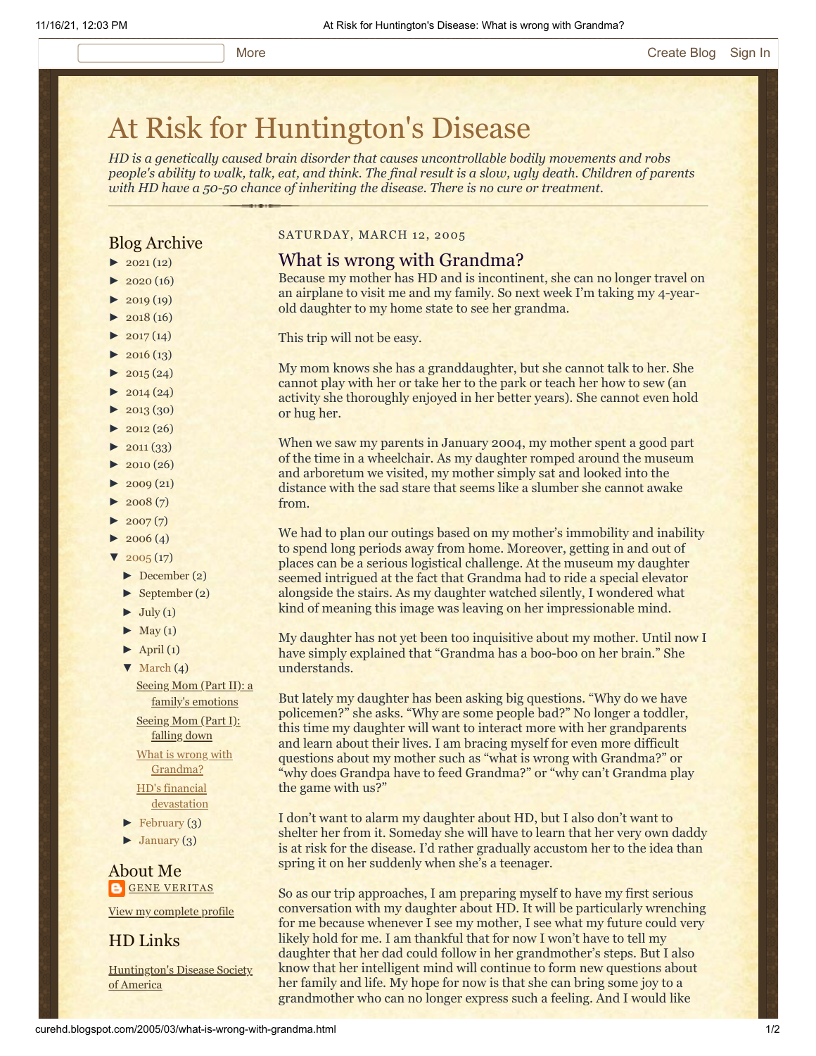# At Risk for Huntington's Disease

*HD is a genetically caused brain disorder that causes uncontrollable bodily movements and robs people's ability to walk, talk, eat, and think. The final result is a slow, ugly death. Children of parents with HD have a 50-50 chance of inheriting the disease. There is no cure or treatment.*

## Blog Archive

- ► 2021 (12)
- ► 2020 (16)
- ► 2019 (19)
- ► 2018 (16)
- ► 2017 (14)
- ► 2016 (13)
- ► 2015 (24)
- ► 2014 (24)
- ► 2013 (30)
- ► 2012 (26)
- ► 2011 (33)
- ► 2010 (26)
- ► 2009 (21)
- ► 2008 (7)
- ► 2007 (7)
- ► 2006 (4)
- ▼ 2005 (17)
  - ► December (2)
  - ► September (2)
  - ► July (1)
  - ► May (1)
  - ► April (1)
  - ▼ March (4)
    - Seeing Mom (Part II): a family's emotions
    - Seeing Mom (Part I): falling down
    - What is wrong with Grandma?
    - HD's financial devastation
  - ► February (3)
  - ► January (3)

## About Me

GENE VERITAS

View my complete profile

## HD Links

Huntington's Disease Society of America

SATURDAY, MARCH 12, 2005

## What is wrong with Grandma?

Because my mother has HD and is incontinent, she can no longer travel on an airplane to visit me and my family. So next week I'm taking my 4-year-old daughter to my home state to see her grandma.

This trip will not be easy.

My mom knows she has a granddaughter, but she cannot talk to her. She cannot play with her or take her to the park or teach her how to sew (an activity she thoroughly enjoyed in her better years). She cannot even hold or hug her.

When we saw my parents in January 2004, my mother spent a good part of the time in a wheelchair. As my daughter romped around the museum and arboretum we visited, my mother simply sat and looked into the distance with the sad stare that seems like a slumber she cannot awake from.

We had to plan our outings based on my mother's immobility and inability to spend long periods away from home. Moreover, getting in and out of places can be a serious logistical challenge. At the museum my daughter seemed intrigued at the fact that Grandma had to ride a special elevator alongside the stairs. As my daughter watched silently, I wondered what kind of meaning this image was leaving on her impressionable mind.

My daughter has not yet been too inquisitive about my mother. Until now I have simply explained that "Grandma has a boo-boo on her brain." She understands.

But lately my daughter has been asking big questions. "Why do we have policemen?" she asks. "Why are some people bad?" No longer a toddler, this time my daughter will want to interact more with her grandparents and learn about their lives. I am bracing myself for even more difficult questions about my mother such as "what is wrong with Grandma?" or "why does Grandpa have to feed Grandma?" or "why can't Grandma play the game with us?"

I don't want to alarm my daughter about HD, but I also don't want to shelter her from it. Someday she will have to learn that her very own daddy is at risk for the disease. I'd rather gradually accustom her to the idea than spring it on her suddenly when she's a teenager.

So as our trip approaches, I am preparing myself to have my first serious conversation with my daughter about HD. It will be particularly wrenching for me because whenever I see my mother, I see what my future could very likely hold for me. I am thankful that for now I won't have to tell my daughter that her dad could follow in her grandmother's steps. But I also know that her intelligent mind will continue to form new questions about her family and life. My hope for now is that she can bring some joy to a grandmother who can no longer express such a feeling. And I would like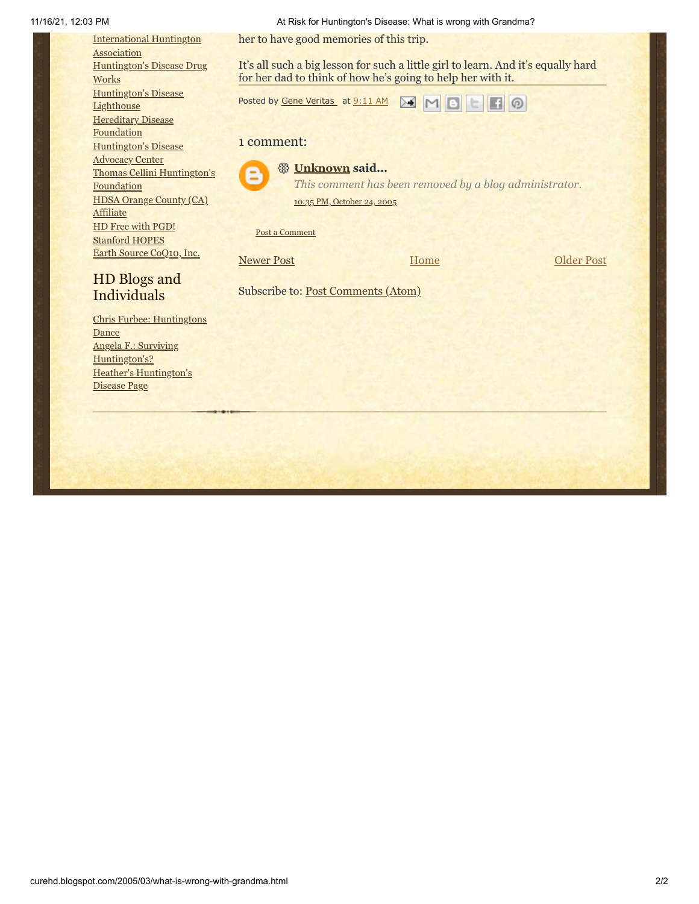her to have good memories of this trip.

It's all such a big lesson for such a little girl to learn. And it's equally hard for her dad to think of how he's going to help her with it.

Posted by Gene Veritas at 9:11 AM

## 1 comment:

**Unknown said...**

*This comment has been removed by a blog administrator.*

10:35 PM, October 24, 2005

Post a Comment

Newer Post | Home | Older Post

Subscribe to: Post Comments (Atom)

International Huntington Association
Huntington's Disease Drug Works
Huntington's Disease Lighthouse
Hereditary Disease Foundation
Huntington's Disease Advocacy Center
Thomas Cellini Huntington's Foundation
HDSA Orange County (CA) Affiliate
HD Free with PGD!
Stanford HOPES
Earth Source CoQ10, Inc.

## HD Blogs and Individuals

Chris Furbee: Huntingtons Dance
Angela F.: Surviving Huntington's?
Heather's Huntington's Disease Page